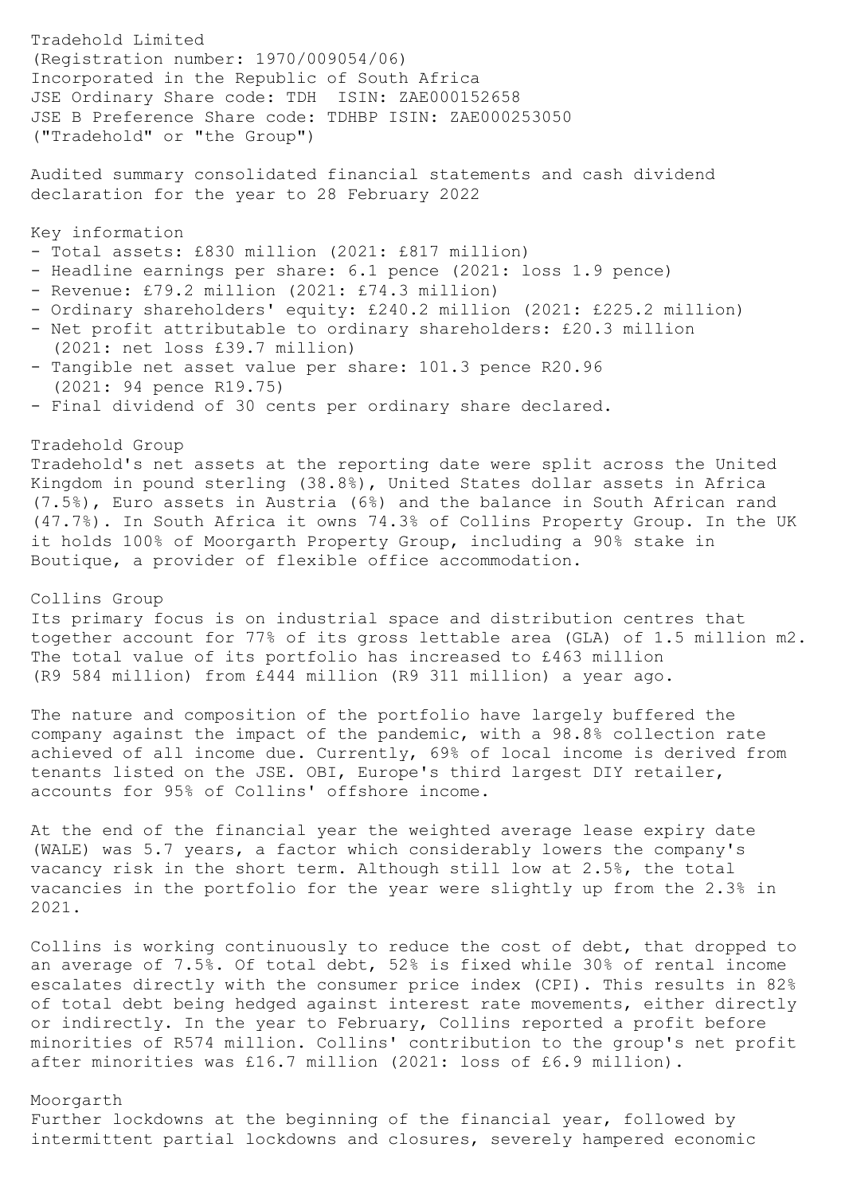Tradehold Limited
(Registration number: 1970/009054/06)
Incorporated in the Republic of South Africa
JSE Ordinary Share code: TDH ISIN: ZAE000152658
JSE B Preference Share code: TDHBP ISIN: ZAE000253050
("Tradehold" or "the Group")

Audited summary consolidated financial statements and cash dividend declaration for the year to 28 February 2022

Key information

- Total assets: £830 million (2021: £817 million)
- Headline earnings per share: 6.1 pence (2021: loss 1.9 pence)
- Revenue: £79.2 million (2021: £74.3 million)
- Ordinary shareholders' equity: £240.2 million (2021: £225.2 million)
- Net profit attributable to ordinary shareholders: £20.3 million (2021: net loss £39.7 million)
- Tangible net asset value per share: 101.3 pence R20.96 (2021: 94 pence R19.75)
- Final dividend of 30 cents per ordinary share declared.

Tradehold Group

Tradehold's net assets at the reporting date were split across the United Kingdom in pound sterling (38.8%), United States dollar assets in Africa (7.5%), Euro assets in Austria (6%) and the balance in South African rand (47.7%). In South Africa it owns 74.3% of Collins Property Group. In the UK it holds 100% of Moorgarth Property Group, including a 90% stake in Boutique, a provider of flexible office accommodation.

Collins Group

Its primary focus is on industrial space and distribution centres that together account for 77% of its gross lettable area (GLA) of 1.5 million m2. The total value of its portfolio has increased to £463 million (R9 584 million) from £444 million (R9 311 million) a year ago.

The nature and composition of the portfolio have largely buffered the company against the impact of the pandemic, with a 98.8% collection rate achieved of all income due. Currently, 69% of local income is derived from tenants listed on the JSE. OBI, Europe's third largest DIY retailer, accounts for 95% of Collins' offshore income.

At the end of the financial year the weighted average lease expiry date (WALE) was 5.7 years, a factor which considerably lowers the company's vacancy risk in the short term. Although still low at 2.5%, the total vacancies in the portfolio for the year were slightly up from the 2.3% in 2021.

Collins is working continuously to reduce the cost of debt, that dropped to an average of 7.5%. Of total debt, 52% is fixed while 30% of rental income escalates directly with the consumer price index (CPI). This results in 82% of total debt being hedged against interest rate movements, either directly or indirectly. In the year to February, Collins reported a profit before minorities of R574 million. Collins' contribution to the group's net profit after minorities was £16.7 million (2021: loss of £6.9 million).

Moorgarth

Further lockdowns at the beginning of the financial year, followed by intermittent partial lockdowns and closures, severely hampered economic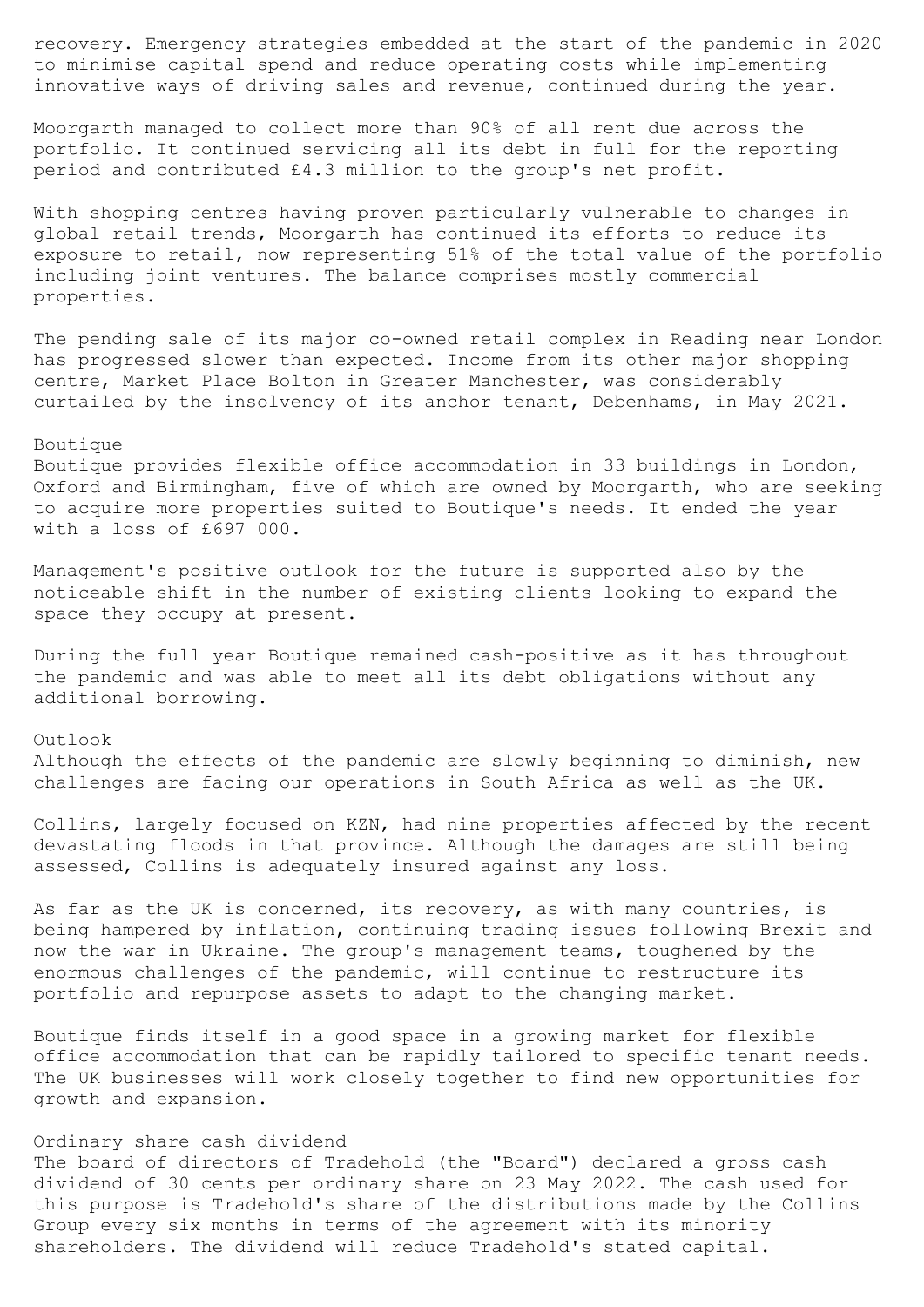recovery. Emergency strategies embedded at the start of the pandemic in 2020 to minimise capital spend and reduce operating costs while implementing innovative ways of driving sales and revenue, continued during the year.

Moorgarth managed to collect more than 90% of all rent due across the portfolio. It continued servicing all its debt in full for the reporting period and contributed £4.3 million to the group's net profit.

With shopping centres having proven particularly vulnerable to changes in global retail trends, Moorgarth has continued its efforts to reduce its exposure to retail, now representing 51% of the total value of the portfolio including joint ventures. The balance comprises mostly commercial properties.

The pending sale of its major co-owned retail complex in Reading near London has progressed slower than expected. Income from its other major shopping centre, Market Place Bolton in Greater Manchester, was considerably curtailed by the insolvency of its anchor tenant, Debenhams, in May 2021.

Boutique

Boutique provides flexible office accommodation in 33 buildings in London, Oxford and Birmingham, five of which are owned by Moorgarth, who are seeking to acquire more properties suited to Boutique's needs. It ended the year with a loss of £697 000.

Management's positive outlook for the future is supported also by the noticeable shift in the number of existing clients looking to expand the space they occupy at present.

During the full year Boutique remained cash-positive as it has throughout the pandemic and was able to meet all its debt obligations without any additional borrowing.

Outlook

Although the effects of the pandemic are slowly beginning to diminish, new challenges are facing our operations in South Africa as well as the UK.

Collins, largely focused on KZN, had nine properties affected by the recent devastating floods in that province. Although the damages are still being assessed, Collins is adequately insured against any loss.

As far as the UK is concerned, its recovery, as with many countries, is being hampered by inflation, continuing trading issues following Brexit and now the war in Ukraine. The group's management teams, toughened by the enormous challenges of the pandemic, will continue to restructure its portfolio and repurpose assets to adapt to the changing market.

Boutique finds itself in a good space in a growing market for flexible office accommodation that can be rapidly tailored to specific tenant needs. The UK businesses will work closely together to find new opportunities for growth and expansion.

Ordinary share cash dividend

The board of directors of Tradehold (the "Board") declared a gross cash dividend of 30 cents per ordinary share on 23 May 2022. The cash used for this purpose is Tradehold's share of the distributions made by the Collins Group every six months in terms of the agreement with its minority shareholders. The dividend will reduce Tradehold's stated capital.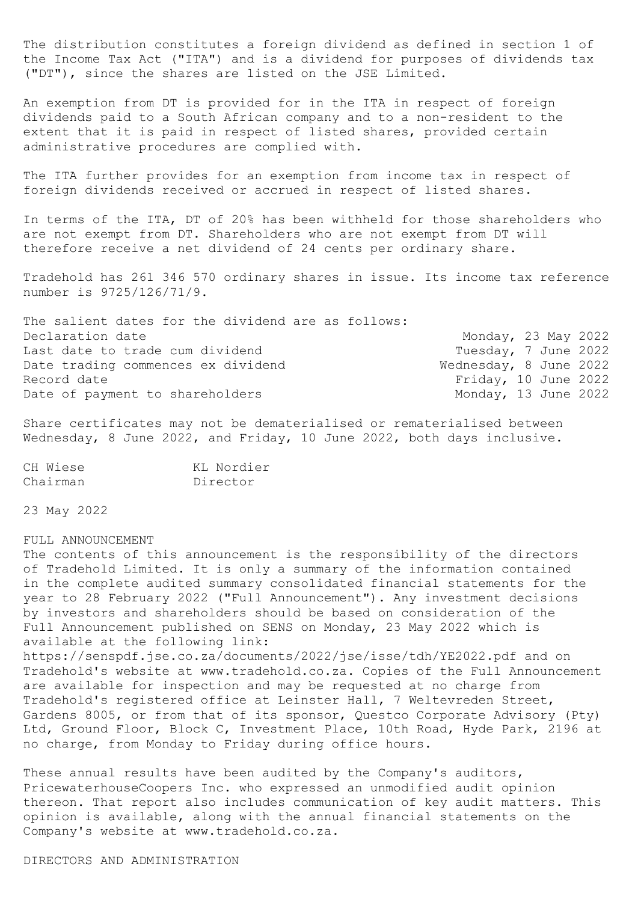The distribution constitutes a foreign dividend as defined in section 1 of the Income Tax Act ("ITA") and is a dividend for purposes of dividends tax ("DT"), since the shares are listed on the JSE Limited.

An exemption from DT is provided for in the ITA in respect of foreign dividends paid to a South African company and to a non-resident to the extent that it is paid in respect of listed shares, provided certain administrative procedures are complied with.

The ITA further provides for an exemption from income tax in respect of foreign dividends received or accrued in respect of listed shares.

In terms of the ITA, DT of 20% has been withheld for those shareholders who are not exempt from DT. Shareholders who are not exempt from DT will therefore receive a net dividend of 24 cents per ordinary share.

Tradehold has 261 346 570 ordinary shares in issue. Its income tax reference number is 9725/126/71/9.

The salient dates for the dividend are as follows:

| | |
|---|---|
| Declaration date | Monday, 23 May 2022 |
| Last date to trade cum dividend | Tuesday, 7 June 2022 |
| Date trading commences ex dividend | Wednesday, 8 June 2022 |
| Record date | Friday, 10 June 2022 |
| Date of payment to shareholders | Monday, 13 June 2022 |

Share certificates may not be dematerialised or rematerialised between Wednesday, 8 June 2022, and Friday, 10 June 2022, both days inclusive.

| | |
|---|---|
| CH Wiese | KL Nordier |
| Chairman | Director |

23 May 2022

FULL ANNOUNCEMENT

The contents of this announcement is the responsibility of the directors of Tradehold Limited. It is only a summary of the information contained in the complete audited summary consolidated financial statements for the year to 28 February 2022 ("Full Announcement"). Any investment decisions by investors and shareholders should be based on consideration of the Full Announcement published on SENS on Monday, 23 May 2022 which is available at the following link:
https://senspdf.jse.co.za/documents/2022/jse/isse/tdh/YE2022.pdf and on Tradehold's website at www.tradehold.co.za. Copies of the Full Announcement are available for inspection and may be requested at no charge from Tradehold's registered office at Leinster Hall, 7 Weltevreden Street, Gardens 8005, or from that of its sponsor, Questco Corporate Advisory (Pty) Ltd, Ground Floor, Block C, Investment Place, 10th Road, Hyde Park, 2196 at no charge, from Monday to Friday during office hours.

These annual results have been audited by the Company's auditors, PricewaterhouseCoopers Inc. who expressed an unmodified audit opinion thereon. That report also includes communication of key audit matters. This opinion is available, along with the annual financial statements on the Company's website at www.tradehold.co.za.

DIRECTORS AND ADMINISTRATION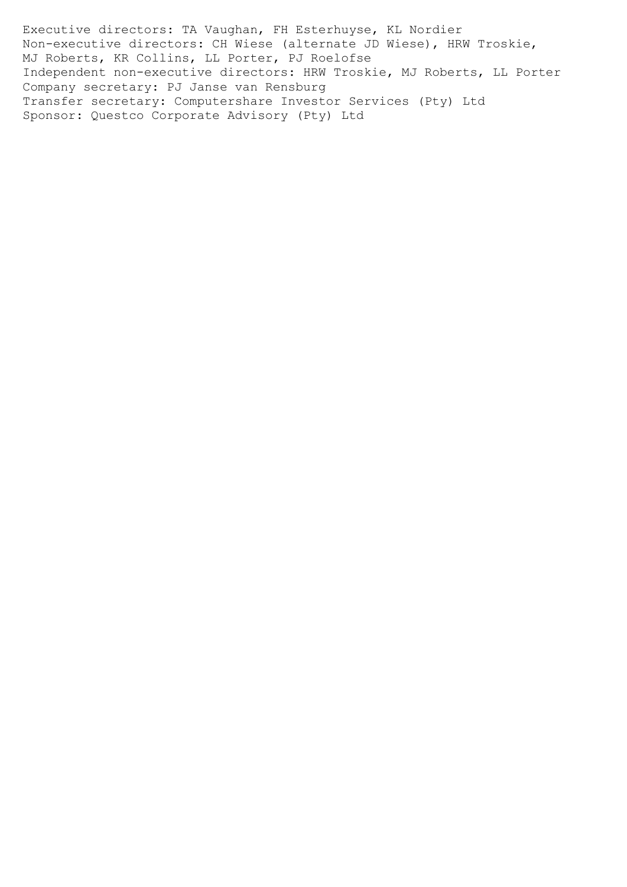Executive directors: TA Vaughan, FH Esterhuyse, KL Nordier
Non-executive directors: CH Wiese (alternate JD Wiese), HRW Troskie, MJ Roberts, KR Collins, LL Porter, PJ Roelofse
Independent non-executive directors: HRW Troskie, MJ Roberts, LL Porter
Company secretary: PJ Janse van Rensburg
Transfer secretary: Computershare Investor Services (Pty) Ltd
Sponsor: Questco Corporate Advisory (Pty) Ltd